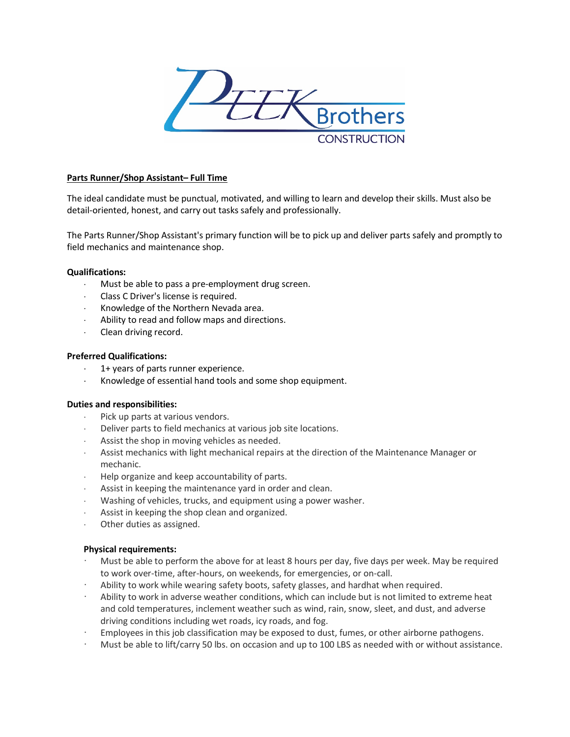Peek Brothers Construction

**Parts Runner/Shop Assistant– Full Time**

The ideal candidate must be punctual, motivated, and willing to learn and develop their skills. Must also be detail-oriented, honest, and carry out tasks safely and professionally.

The Parts Runner/Shop Assistant's primary function will be to pick up and deliver parts safely and promptly to field mechanics and maintenance shop.

**Qualifications:**

- Must be able to pass a pre-employment drug screen.
- Class C Driver's license is required.
- Knowledge of the Northern Nevada area.
- Ability to read and follow maps and directions.
- Clean driving record.

**Preferred Qualifications:**

- 1+ years of parts runner experience.
- Knowledge of essential hand tools and some shop equipment.

**Duties and responsibilities:**

- Pick up parts at various vendors.
- Deliver parts to field mechanics at various job site locations.
- Assist the shop in moving vehicles as needed.
- Assist mechanics with light mechanical repairs at the direction of the Maintenance Manager or mechanic.
- Help organize and keep accountability of parts.
- Assist in keeping the maintenance yard in order and clean.
- Washing of vehicles, trucks, and equipment using a power washer.
- Assist in keeping the shop clean and organized.
- Other duties as assigned.

**Physical requirements:**

- Must be able to perform the above for at least 8 hours per day, five days per week. May be required to work over-time, after-hours, on weekends, for emergencies, or on-call.
- Ability to work while wearing safety boots, safety glasses, and hardhat when required.
- Ability to work in adverse weather conditions, which can include but is not limited to extreme heat and cold temperatures, inclement weather such as wind, rain, snow, sleet, and dust, and adverse driving conditions including wet roads, icy roads, and fog.
- Employees in this job classification may be exposed to dust, fumes, or other airborne pathogens.
- Must be able to lift/carry 50 lbs. on occasion and up to 100 LBS as needed with or without assistance.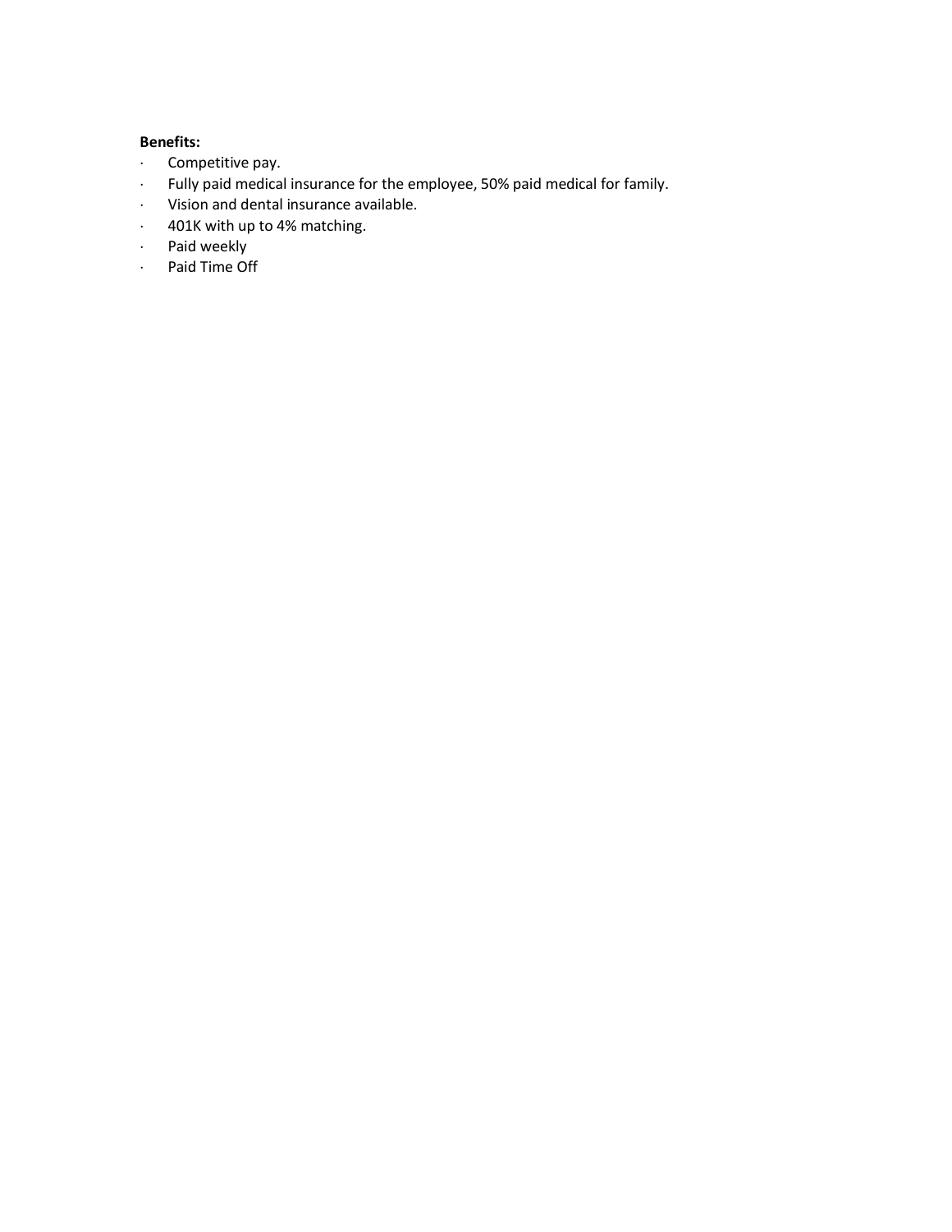**Benefits:**

- Competitive pay.
- Fully paid medical insurance for the employee, 50% paid medical for family.
- Vision and dental insurance available.
- 401K with up to 4% matching.
- Paid weekly
- Paid Time Off